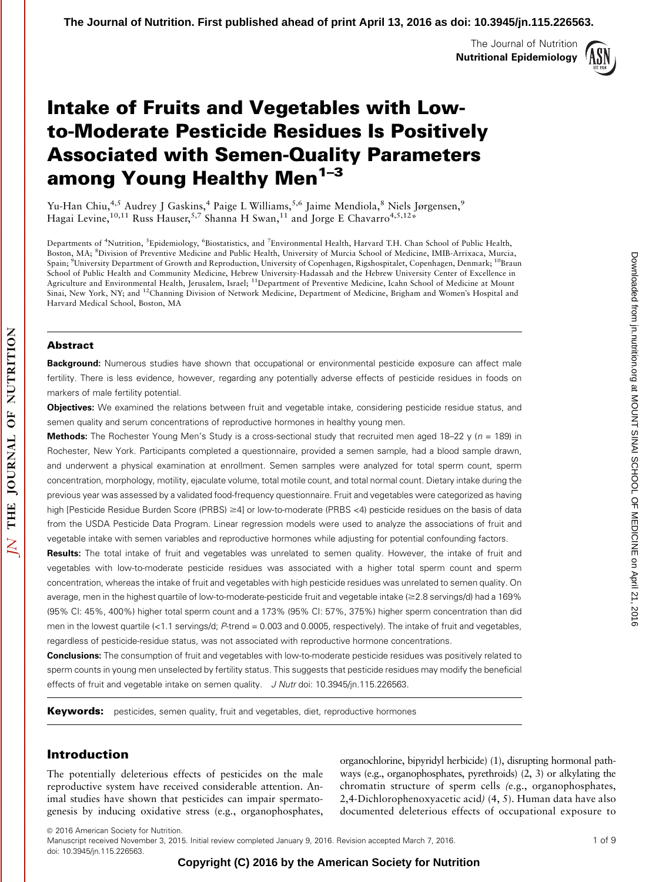# Intake of Fruits and Vegetables with Low-to-Moderate Pesticide Residues Is Positively Associated with Semen-Quality Parameters among Young Healthy Men[1–3]

Yu-Han Chiu,[4,5] Audrey J Gaskins,[4] Paige L Williams,[5,6] Jaime Mendiola,[8] Niels Jørgensen,[9] Hagai Levine,[10,11] Russ Hauser,[5,7] Shanna H Swan,[11] and Jorge E Chavarro[4,5,12]*

Departments of [4]Nutrition, [5]Epidemiology, [6]Biostatistics, and [7]Environmental Health, Harvard T.H. Chan School of Public Health, Boston, MA; [8]Division of Preventive Medicine and Public Health, University of Murcia School of Medicine, IMIB-Arrixaca, Murcia, Spain; [9]University Department of Growth and Reproduction, University of Copenhagen, Rigshospitalet, Copenhagen, Denmark; [10]Braun School of Public Health and Community Medicine, Hebrew University-Hadassah and the Hebrew University Center of Excellence in Agriculture and Environmental Health, Jerusalem, Israel; [11]Department of Preventive Medicine, Icahn School of Medicine at Mount Sinai, New York, NY; and [12]Channing Division of Network Medicine, Department of Medicine, Brigham and Women's Hospital and Harvard Medical School, Boston, MA

## Abstract

**Background:** Numerous studies have shown that occupational or environmental pesticide exposure can affect male fertility. There is less evidence, however, regarding any potentially adverse effects of pesticide residues in foods on markers of male fertility potential.

**Objectives:** We examined the relations between fruit and vegetable intake, considering pesticide residue status, and semen quality and serum concentrations of reproductive hormones in healthy young men.

**Methods:** The Rochester Young Men's Study is a cross-sectional study that recruited men aged 18–22 y ($n$ = 189) in Rochester, New York. Participants completed a questionnaire, provided a semen sample, had a blood sample drawn, and underwent a physical examination at enrollment. Semen samples were analyzed for total sperm count, sperm concentration, morphology, motility, ejaculate volume, total motile count, and total normal count. Dietary intake during the previous year was assessed by a validated food-frequency questionnaire. Fruit and vegetables were categorized as having high [Pesticide Residue Burden Score (PRBS) ≥4] or low-to-moderate (PRBS <4) pesticide residues on the basis of data from the USDA Pesticide Data Program. Linear regression models were used to analyze the associations of fruit and vegetable intake with semen variables and reproductive hormones while adjusting for potential confounding factors.

**Results:** The total intake of fruit and vegetables was unrelated to semen quality. However, the intake of fruit and vegetables with low-to-moderate pesticide residues was associated with a higher total sperm count and sperm concentration, whereas the intake of fruit and vegetables with high pesticide residues was unrelated to semen quality. On average, men in the highest quartile of low-to-moderate-pesticide fruit and vegetable intake (≥2.8 servings/d) had a 169% (95% CI: 45%, 400%) higher total sperm count and a 173% (95% CI: 57%, 375%) higher sperm concentration than did men in the lowest quartile (<1.1 servings/d; $P$-trend = 0.003 and 0.0005, respectively). The intake of fruit and vegetables, regardless of pesticide-residue status, was not associated with reproductive hormone concentrations.

**Conclusions:** The consumption of fruit and vegetables with low-to-moderate pesticide residues was positively related to sperm counts in young men unselected by fertility status. This suggests that pesticide residues may modify the beneficial effects of fruit and vegetable intake on semen quality. *J Nutr* doi: 10.3945/jn.115.226563.

**Keywords:** pesticides, semen quality, fruit and vegetables, diet, reproductive hormones

## Introduction

The potentially deleterious effects of pesticides on the male reproductive system have received considerable attention. Animal studies have shown that pesticides can impair spermatogenesis by inducing oxidative stress (e.g., organophosphates, organochlorine, bipyridyl herbicide) (1), disrupting hormonal pathways (e.g., organophosphates, pyrethroids) (2, 3) or alkylating the chromatin structure of sperm cells (e.g., organophosphates, 2,4-Dichlorophenoxyacetic acid) (4, 5). Human data have also documented deleterious effects of occupational exposure to

© 2016 American Society for Nutrition.
Manuscript received November 3, 2015. Initial review completed January 9, 2016. Revision accepted March 7, 2016.
doi: 10.3945/jn.115.226563.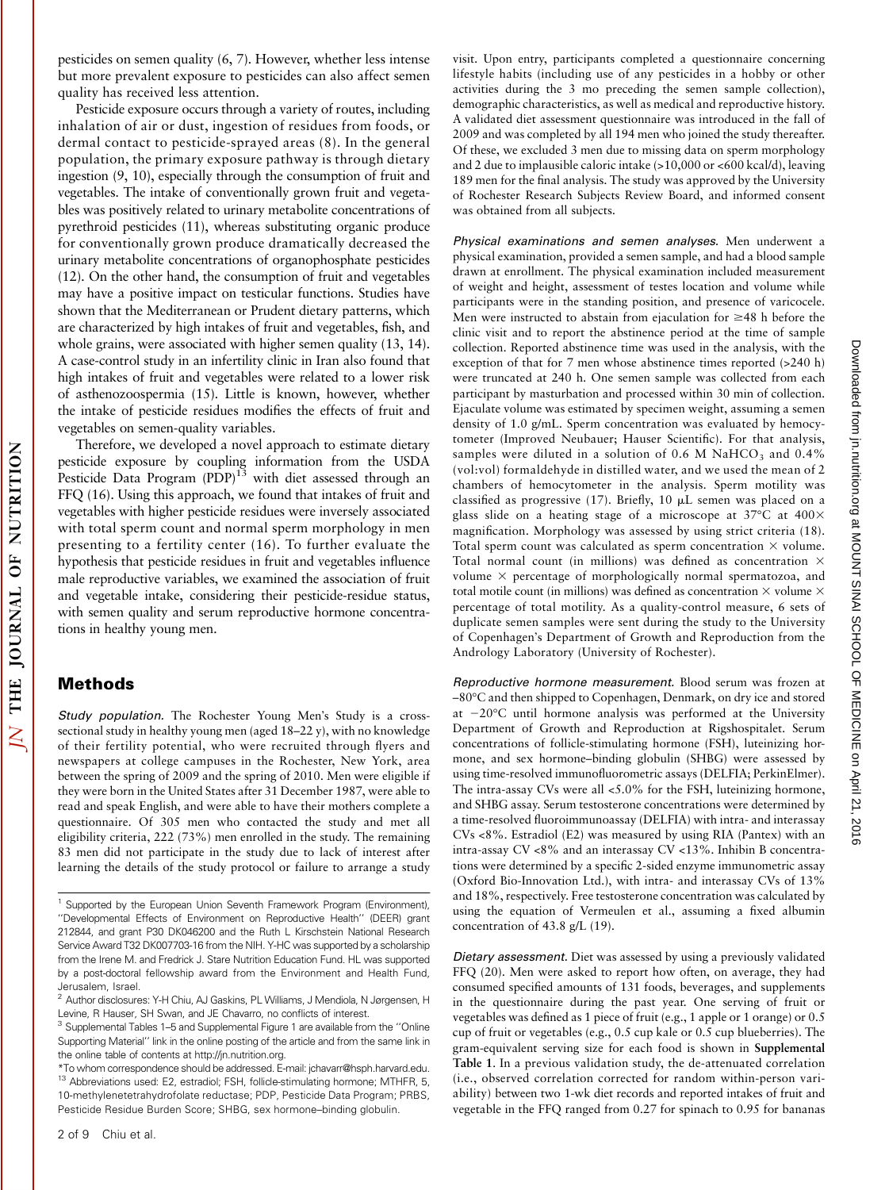pesticides on semen quality (6, 7). However, whether less intense but more prevalent exposure to pesticides can also affect semen quality has received less attention.

Pesticide exposure occurs through a variety of routes, including inhalation of air or dust, ingestion of residues from foods, or dermal contact to pesticide-sprayed areas (8). In the general population, the primary exposure pathway is through dietary ingestion (9, 10), especially through the consumption of fruit and vegetables. The intake of conventionally grown fruit and vegetables was positively related to urinary metabolite concentrations of pyrethroid pesticides (11), whereas substituting organic produce for conventionally grown produce dramatically decreased the urinary metabolite concentrations of organophosphate pesticides (12). On the other hand, the consumption of fruit and vegetables may have a positive impact on testicular functions. Studies have shown that the Mediterranean or Prudent dietary patterns, which are characterized by high intakes of fruit and vegetables, fish, and whole grains, were associated with higher semen quality (13, 14). A case-control study in an infertility clinic in Iran also found that high intakes of fruit and vegetables were related to a lower risk of asthenozoospermia (15). Little is known, however, whether the intake of pesticide residues modifies the effects of fruit and vegetables on semen-quality variables.

Therefore, we developed a novel approach to estimate dietary pesticide exposure by coupling information from the USDA Pesticide Data Program (PDP)[13] with diet assessed through an FFQ (16). Using this approach, we found that intakes of fruit and vegetables with higher pesticide residues were inversely associated with total sperm count and normal sperm morphology in men presenting to a fertility center (16). To further evaluate the hypothesis that pesticide residues in fruit and vegetables influence male reproductive variables, we examined the association of fruit and vegetable intake, considering their pesticide-residue status, with semen quality and serum reproductive hormone concentrations in healthy young men.

## Methods

*Study population.* The Rochester Young Men's Study is a cross-sectional study in healthy young men (aged 18–22 y), with no knowledge of their fertility potential, who were recruited through flyers and newspapers at college campuses in the Rochester, New York, area between the spring of 2009 and the spring of 2010. Men were eligible if they were born in the United States after 31 December 1987, were able to read and speak English, and were able to have their mothers complete a questionnaire. Of 305 men who contacted the study and met all eligibility criteria, 222 (73%) men enrolled in the study. The remaining 83 men did not participate in the study due to lack of interest after learning the details of the study protocol or failure to arrange a study visit. Upon entry, participants completed a questionnaire concerning lifestyle habits (including use of any pesticides in a hobby or other activities during the 3 mo preceding the semen sample collection), demographic characteristics, as well as medical and reproductive history. A validated diet assessment questionnaire was introduced in the fall of 2009 and was completed by all 194 men who joined the study thereafter. Of these, we excluded 3 men due to missing data on sperm morphology and 2 due to implausible caloric intake (>10,000 or <600 kcal/d), leaving 189 men for the final analysis. The study was approved by the University of Rochester Research Subjects Review Board, and informed consent was obtained from all subjects.

*Physical examinations and semen analyses.* Men underwent a physical examination, provided a semen sample, and had a blood sample drawn at enrollment. The physical examination included measurement of weight and height, assessment of testes location and volume while participants were in the standing position, and presence of varicocele. Men were instructed to abstain from ejaculation for ≥48 h before the clinic visit and to report the abstinence period at the time of sample collection. Reported abstinence time was used in the analysis, with the exception of that for 7 men whose abstinence times reported (>240 h) were truncated at 240 h. One semen sample was collected from each participant by masturbation and processed within 30 min of collection. Ejaculate volume was estimated by specimen weight, assuming a semen density of 1.0 g/mL. Sperm concentration was evaluated by hemocytometer (Improved Neubauer; Hauser Scientific). For that analysis, samples were diluted in a solution of 0.6 M $NaHCO_3$ and 0.4% (vol:vol) formaldehyde in distilled water, and we used the mean of 2 chambers of hemocytometer in the analysis. Sperm motility was classified as progressive (17). Briefly, 10 μL semen was placed on a glass slide on a heating stage of a microscope at 37°C at 400× magnification. Morphology was assessed by using strict criteria (18). Total sperm count was calculated as sperm concentration × volume. Total normal count (in millions) was defined as concentration × volume × percentage of morphologically normal spermatozoa, and total motile count (in millions) was defined as concentration × volume × percentage of total motility. As a quality-control measure, 6 sets of duplicate semen samples were sent during the study to the University of Copenhagen's Department of Growth and Reproduction from the Andrology Laboratory (University of Rochester).

*Reproductive hormone measurement.* Blood serum was frozen at –80°C and then shipped to Copenhagen, Denmark, on dry ice and stored at −20°C until hormone analysis was performed at the University Department of Growth and Reproduction at Rigshospitalet. Serum concentrations of follicle-stimulating hormone (FSH), luteinizing hormone, and sex hormone–binding globulin (SHBG) were assessed by using time-resolved immunofluorometric assays (DELFIA; PerkinElmer). The intra-assay CVs were all <5.0% for the FSH, luteinizing hormone, and SHBG assay. Serum testosterone concentrations were determined by a time-resolved fluoroimmunoassay (DELFIA) with intra- and interassay CVs <8%. Estradiol (E2) was measured by using RIA (Pantex) with an intra-assay CV <8% and an interassay CV <13%. Inhibin B concentrations were determined by a specific 2-sided enzyme immunometric assay (Oxford Bio-Innovation Ltd.), with intra- and interassay CVs of 13% and 18%, respectively. Free testosterone concentration was calculated by using the equation of Vermeulen et al., assuming a fixed albumin concentration of 43.8 g/L (19).

*Dietary assessment.* Diet was assessed by using a previously validated FFQ (20). Men were asked to report how often, on average, they had consumed specified amounts of 131 foods, beverages, and supplements in the questionnaire during the past year. One serving of fruit or vegetables was defined as 1 piece of fruit (e.g., 1 apple or 1 orange) or 0.5 cup of fruit or vegetables (e.g., 0.5 cup kale or 0.5 cup blueberries). The gram-equivalent serving size for each food is shown in **Supplemental Table 1**. In a previous validation study, the de-attenuated correlation (i.e., observed correlation corrected for random within-person variability) between two 1-wk diet records and reported intakes of fruit and vegetable in the FFQ ranged from 0.27 for spinach to 0.95 for bananas

---

[1] Supported by the European Union Seventh Framework Program (Environment), "Developmental Effects of Environment on Reproductive Health" (DEER) grant 212844, and grant P30 DK046200 and the Ruth L Kirschstein National Research Service Award T32 DK007703-16 from the NIH. Y-HC was supported by a scholarship from the Irene M. and Fredrick J. Stare Nutrition Education Fund. HL was supported by a post-doctoral fellowship award from the Environment and Health Fund, Jerusalem, Israel.

[2] Author disclosures: Y-H Chiu, AJ Gaskins, PL Williams, J Mendiola, N Jørgensen, H Levine, R Hauser, SH Swan, and JE Chavarro, no conflicts of interest.

[3] Supplemental Tables 1–5 and Supplemental Figure 1 are available from the "Online Supporting Material" link in the online posting of the article and from the same link in the online table of contents at http://jn.nutrition.org.

*To whom correspondence should be addressed. E-mail: jchavarr@hsph.harvard.edu.

[13] Abbreviations used: E2, estradiol; FSH, follicle-stimulating hormone; MTHFR, 5, 10-methylenetetrahydrofolate reductase; PDP, Pesticide Data Program; PRBS, Pesticide Residue Burden Score; SHBG, sex hormone–binding globulin.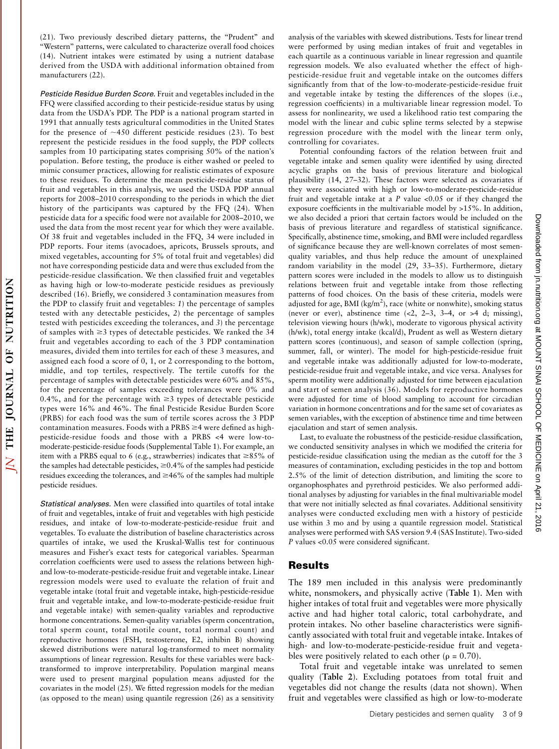(21). Two previously described dietary patterns, the "Prudent" and "Western" patterns, were calculated to characterize overall food choices (14). Nutrient intakes were estimated by using a nutrient database derived from the USDA with additional information obtained from manufacturers (22).

*Pesticide Residue Burden Score.* Fruit and vegetables included in the FFQ were classified according to their pesticide-residue status by using data from the USDA's PDP. The PDP is a national program started in 1991 that annually tests agricultural commodities in the United States for the presence of ~450 different pesticide residues (23). To best represent the pesticide residues in the food supply, the PDP collects samples from 10 participating states comprising 50% of the nation's population. Before testing, the produce is either washed or peeled to mimic consumer practices, allowing for realistic estimates of exposure to these residues. To determine the mean pesticide-residue status of fruit and vegetables in this analysis, we used the USDA PDP annual reports for 2008–2010 corresponding to the periods in which the diet history of the participants was captured by the FFQ (24). When pesticide data for a specific food were not available for 2008–2010, we used the data from the most recent year for which they were available. Of 38 fruit and vegetables included in the FFQ, 34 were included in PDP reports. Four items (avocadoes, apricots, Brussels sprouts, and mixed vegetables, accounting for 5% of total fruit and vegetables) did not have corresponding pesticide data and were thus excluded from the pesticide-residue classification. We then classified fruit and vegetables as having high or low-to-moderate pesticide residues as previously described (16). Briefly, we considered 3 contamination measures from the PDP to classify fruit and vegetables: *1*) the percentage of samples tested with any detectable pesticides, *2*) the percentage of samples tested with pesticides exceeding the tolerances, and *3*) the percentage of samples with ≥3 types of detectable pesticides. We ranked the 34 fruit and vegetables according to each of the 3 PDP contamination measures, divided them into tertiles for each of these 3 measures, and assigned each food a score of 0, 1, or 2 corresponding to the bottom, middle, and top tertiles, respectively. The tertile cutoffs for the percentage of samples with detectable pesticides were 60% and 85%, for the percentage of samples exceeding tolerances were 0% and 0.4%, and for the percentage with ≥3 types of detectable pesticide types were 16% and 46%. The final Pesticide Residue Burden Score (PRBS) for each food was the sum of tertile scores across the 3 PDP contamination measures. Foods with a PRBS ≥4 were defined as high-pesticide-residue foods and those with a PRBS <4 were low-to-moderate-pesticide-residue foods (Supplemental Table 1). For example, an item with a PRBS equal to 6 (e.g., strawberries) indicates that ≥85% of the samples had detectable pesticides, ≥0.4% of the samples had pesticide residues exceeding the tolerances, and ≥46% of the samples had multiple pesticide residues.

*Statistical analyses.* Men were classified into quartiles of total intake of fruit and vegetables, intake of fruit and vegetables with high pesticide residues, and intake of low-to-moderate-pesticide-residue fruit and vegetables. To evaluate the distribution of baseline characteristics across quartiles of intake, we used the Kruskal-Wallis test for continuous measures and Fisher's exact tests for categorical variables. Spearman correlation coefficients were used to assess the relations between high- and low-to-moderate-pesticide-residue fruit and vegetable intake. Linear regression models were used to evaluate the relation of fruit and vegetable intake (total fruit and vegetable intake, high-pesticide-residue fruit and vegetable intake, and low-to-moderate-pesticide-residue fruit and vegetable intake) with semen-quality variables and reproductive hormone concentrations. Semen-quality variables (sperm concentration, total sperm count, total motile count, total normal count) and reproductive hormones (FSH, testosterone, E2, inhibin B) showing skewed distributions were natural log-transformed to meet normality assumptions of linear regression. Results for these variables were back-transformed to improve interpretability. Population marginal means were used to present marginal population means adjusted for the covariates in the model (25). We fitted regression models for the median (as opposed to the mean) using quantile regression (26) as a sensitivity analysis of the variables with skewed distributions. Tests for linear trend were performed by using median intakes of fruit and vegetables in each quartile as a continuous variable in linear regression and quantile regression models. We also evaluated whether the effect of high-pesticide-residue fruit and vegetable intake on the outcomes differs significantly from that of the low-to-moderate-pesticide-residue fruit and vegetable intake by testing the differences of the slopes (i.e., regression coefficients) in a multivariable linear regression model. To assess for nonlinearity, we used a likelihood ratio test comparing the model with the linear and cubic spline terms selected by a stepwise regression procedure with the model with the linear term only, controlling for covariates.

Potential confounding factors of the relation between fruit and vegetable intake and semen quality were identified by using directed acyclic graphs on the basis of previous literature and biological plausibility (14, 27–32). These factors were selected as covariates if they were associated with high or low-to-moderate-pesticide-residue fruit and vegetable intake at a $P$ value <0.05 or if they changed the exposure coefficients in the multivariable model by >15%. In addition, we also decided a priori that certain factors would be included on the basis of previous literature and regardless of statistical significance. Specifically, abstinence time, smoking, and BMI were included regardless of significance because they are well-known correlates of most semen-quality variables, and thus help reduce the amount of unexplained random variability in the model (29, 33–35). Furthermore, dietary pattern scores were included in the models to allow us to distinguish relations between fruit and vegetable intake from those reflecting patterns of food choices. On the basis of these criteria, models were adjusted for age, BMI (kg/m$^2$), race (white or nonwhite), smoking status (never or ever), abstinence time (<2, 2–3, 3–4, or >4 d; missing), television viewing hours (h/wk), moderate to vigorous physical activity (h/wk), total energy intake (kcal/d), Prudent as well as Western dietary pattern scores (continuous), and season of sample collection (spring, summer, fall, or winter). The model for high-pesticide-residue fruit and vegetable intake was additionally adjusted for low-to-moderate, pesticide-residue fruit and vegetable intake, and vice versa. Analyses for sperm motility were additionally adjusted for time between ejaculation and start of semen analysis (36). Models for reproductive hormones were adjusted for time of blood sampling to account for circadian variation in hormone concentrations and for the same set of covariates as semen variables, with the exception of abstinence time and time between ejaculation and start of semen analysis.

Last, to evaluate the robustness of the pesticide-residue classification, we conducted sensitivity analyses in which we modified the criteria for pesticide-residue classification using the median as the cutoff for the 3 measures of contamination, excluding pesticides in the top and bottom 2.5% of the limit of detection distribution, and limiting the score to organophosphates and pyrethroid pesticides. We also performed additional analyses by adjusting for variables in the final multivariable model that were not initially selected as final covariates. Additional sensitivity analyses were conducted excluding men with a history of pesticide use within 3 mo and by using a quantile regression model. Statistical analyses were performed with SAS version 9.4 (SAS Institute). Two-sided $P$ values <0.05 were considered significant.

## Results

The 189 men included in this analysis were predominantly white, nonsmokers, and physically active (**Table 1**). Men with higher intakes of total fruit and vegetables were more physically active and had higher total caloric, total carbohydrate, and protein intakes. No other baseline characteristics were significantly associated with total fruit and vegetable intake. Intakes of high- and low-to-moderate-pesticide-residue fruit and vegetables were positively related to each other ($\rho = 0.70$).

Total fruit and vegetable intake was unrelated to semen quality (**Table 2**). Excluding potatoes from total fruit and vegetables did not change the results (data not shown). When fruit and vegetables were classified as high or low-to-moderate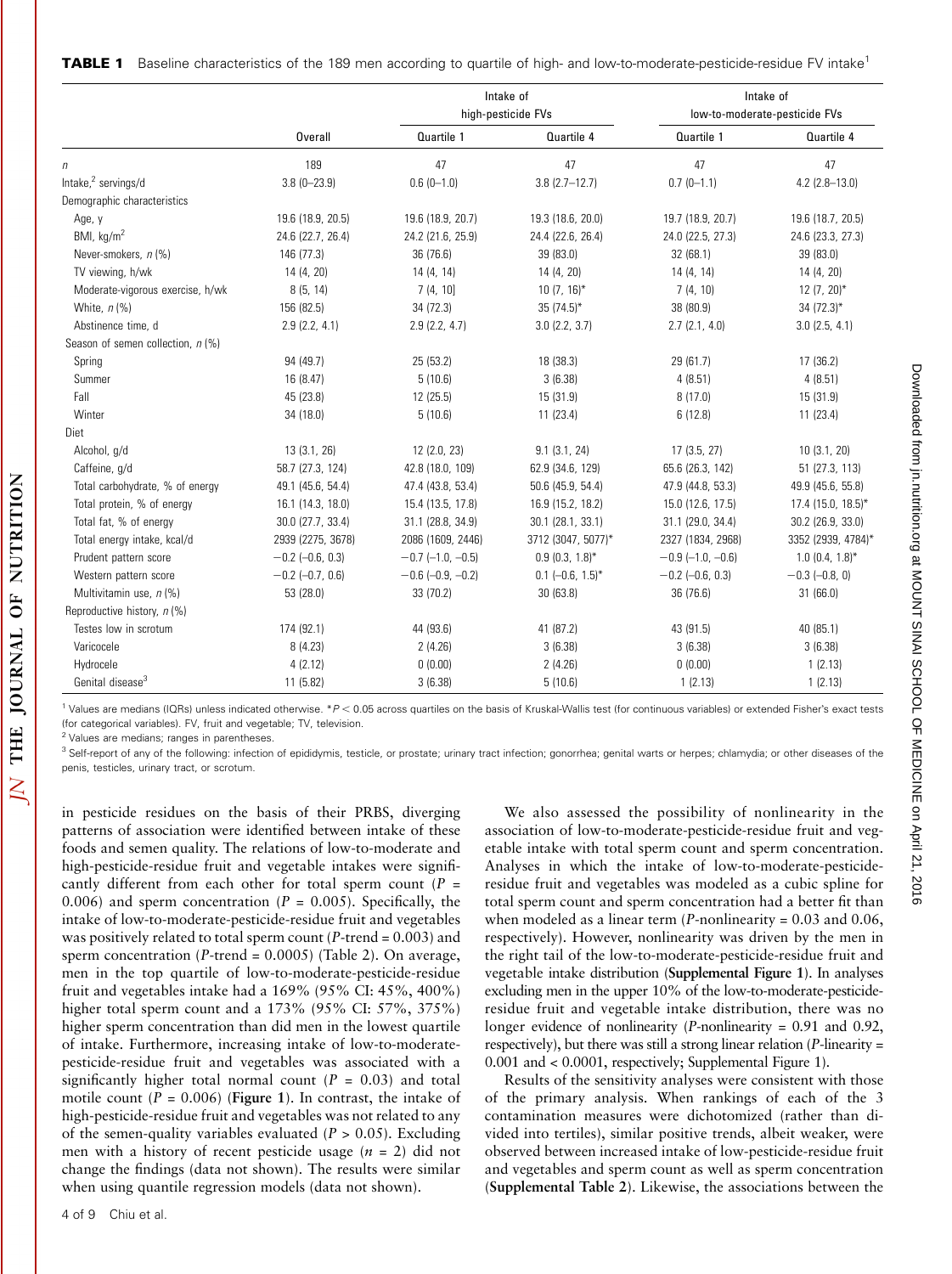**TABLE 1** Baseline characteristics of the 189 men according to quartile of high- and low-to-moderate-pesticide-residue FV intake[1]

| | Overall | Intake of high-pesticide FVs | | Intake of low-to-moderate-pesticide FVs | |
|---|---|---|---|---|---|
| | | Quartile 1 | Quartile 4 | Quartile 1 | Quartile 4 |
| *n* | 189 | 47 | 47 | 47 | 47 |
| Intake,[2] servings/d | 3.8 (0–23.9) | 0.6 (0–1.0) | 3.8 (2.7–12.7) | 0.7 (0–1.1) | 4.2 (2.8–13.0) |
| Demographic characteristics | | | | | |
| Age, y | 19.6 (18.9, 20.5) | 19.6 (18.9, 20.7) | 19.3 (18.6, 20.0) | 19.7 (18.9, 20.7) | 19.6 (18.7, 20.5) |
| BMI, kg/m$^2$ | 24.6 (22.7, 26.4) | 24.2 (21.6, 25.9) | 24.4 (22.6, 26.4) | 24.0 (22.5, 27.3) | 24.6 (23.3, 27.3) |
| Never-smokers, *n* (%) | 146 (77.3) | 36 (76.6) | 39 (83.0) | 32 (68.1) | 39 (83.0) |
| TV viewing, h/wk | 14 (4, 20) | 14 (4, 14) | 14 (4, 20) | 14 (4, 14) | 14 (4, 20) |
| Moderate-vigorous exercise, h/wk | 8 (5, 14) | 7 (4, 10] | 10 (7, 16)* | 7 (4, 10) | 12 (7, 20)* |
| White, *n* (%) | 156 (82.5) | 34 (72.3) | 35 (74.5)* | 38 (80.9) | 34 (72.3)* |
| Abstinence time, d | 2.9 (2.2, 4.1) | 2.9 (2.2, 4.7) | 3.0 (2.2, 3.7) | 2.7 (2.1, 4.0) | 3.0 (2.5, 4.1) |
| Season of semen collection, *n* (%) | | | | | |
| Spring | 94 (49.7) | 25 (53.2) | 18 (38.3) | 29 (61.7) | 17 (36.2) |
| Summer | 16 (8.47) | 5 (10.6) | 3 (6.38) | 4 (8.51) | 4 (8.51) |
| Fall | 45 (23.8) | 12 (25.5) | 15 (31.9) | 8 (17.0) | 15 (31.9) |
| Winter | 34 (18.0) | 5 (10.6) | 11 (23.4) | 6 (12.8) | 11 (23.4) |
| Diet | | | | | |
| Alcohol, g/d | 13 (3.1, 26) | 12 (2.0, 23) | 9.1 (3.1, 24) | 17 (3.5, 27) | 10 (3.1, 20) |
| Caffeine, g/d | 58.7 (27.3, 124) | 42.8 (18.0, 109) | 62.9 (34.6, 129) | 65.6 (26.3, 142) | 51 (27.3, 113) |
| Total carbohydrate, % of energy | 49.1 (45.6, 54.4) | 47.4 (43.8, 53.4) | 50.6 (45.9, 54.4) | 47.9 (44.8, 53.3) | 49.9 (45.6, 55.8) |
| Total protein, % of energy | 16.1 (14.3, 18.0) | 15.4 (13.5, 17.8) | 16.9 (15.2, 18.2) | 15.0 (12.6, 17.5) | 17.4 (15.0, 18.5)* |
| Total fat, % of energy | 30.0 (27.7, 33.4) | 31.1 (28.8, 34.9) | 30.1 (28.1, 33.1) | 31.1 (29.0, 34.4) | 30.2 (26.9, 33.0) |
| Total energy intake, kcal/d | 2939 (2275, 3678) | 2086 (1609, 2446) | 3712 (3047, 5077)* | 2327 (1834, 2968) | 3352 (2939, 4784)* |
| Prudent pattern score | −0.2 (−0.6, 0.3) | −0.7 (−1.0, −0.5) | 0.9 (0.3, 1.8)* | −0.9 (−1.0, −0.6) | 1.0 (0.4, 1.8)* |
| Western pattern score | −0.2 (−0.7, 0.6) | −0.6 (−0.9, −0.2) | 0.1 (−0.6, 1.5)* | −0.2 (−0.6, 0.3) | −0.3 (−0.8, 0) |
| Multivitamin use, *n* (%) | 53 (28.0) | 33 (70.2) | 30 (63.8) | 36 (76.6) | 31 (66.0) |
| Reproductive history, *n* (%) | | | | | |
| Testes low in scrotum | 174 (92.1) | 44 (93.6) | 41 (87.2) | 43 (91.5) | 40 (85.1) |
| Varicocele | 8 (4.23) | 2 (4.26) | 3 (6.38) | 3 (6.38) | 3 (6.38) |
| Hydrocele | 4 (2.12) | 0 (0.00) | 2 (4.26) | 0 (0.00) | 1 (2.13) |
| Genital disease[3] | 11 (5.82) | 3 (6.38) | 5 (10.6) | 1 (2.13) | 1 (2.13) |

[1] Values are medians (IQRs) unless indicated otherwise. *$P < 0.05$ across quartiles on the basis of Kruskal-Wallis test (for continuous variables) or extended Fisher's exact tests (for categorical variables). FV, fruit and vegetable; TV, television.

[2] Values are medians; ranges in parentheses.

[3] Self-report of any of the following: infection of epididymis, testicle, or prostate; urinary tract infection; gonorrhea; genital warts or herpes; chlamydia; or other diseases of the penis, testicles, urinary tract, or scrotum.

in pesticide residues on the basis of their PRBS, diverging patterns of association were identified between intake of these foods and semen quality. The relations of low-to-moderate and high-pesticide-residue fruit and vegetable intakes were significantly different from each other for total sperm count ($P$ = 0.006) and sperm concentration ($P$ = 0.005). Specifically, the intake of low-to-moderate-pesticide-residue fruit and vegetables was positively related to total sperm count ($P$-trend = 0.003) and sperm concentration ($P$-trend = 0.0005) (Table 2). On average, men in the top quartile of low-to-moderate-pesticide-residue fruit and vegetables intake had a 169% (95% CI: 45%, 400%) higher total sperm count and a 173% (95% CI: 57%, 375%) higher sperm concentration than did men in the lowest quartile of intake. Furthermore, increasing intake of low-to-moderate-pesticide-residue fruit and vegetables was associated with a significantly higher total normal count ($P$ = 0.03) and total motile count ($P$ = 0.006) (**Figure 1**). In contrast, the intake of high-pesticide-residue fruit and vegetables was not related to any of the semen-quality variables evaluated ($P$ > 0.05). Excluding men with a history of recent pesticide usage ($n$ = 2) did not change the findings (data not shown). The results were similar when using quantile regression models (data not shown).

We also assessed the possibility of nonlinearity in the association of low-to-moderate-pesticide-residue fruit and vegetable intake with total sperm count and sperm concentration. Analyses in which the intake of low-to-moderate-pesticide-residue fruit and vegetables was modeled as a cubic spline for total sperm count and sperm concentration had a better fit than when modeled as a linear term ($P$-nonlinearity = 0.03 and 0.06, respectively). However, nonlinearity was driven by the men in the right tail of the low-to-moderate-pesticide-residue fruit and vegetable intake distribution (**Supplemental Figure 1**). In analyses excluding men in the upper 10% of the low-to-moderate-pesticide-residue fruit and vegetable intake distribution, there was no longer evidence of nonlinearity ($P$-nonlinearity = 0.91 and 0.92, respectively), but there was still a strong linear relation ($P$-linearity = 0.001 and < 0.0001, respectively; Supplemental Figure 1).

Results of the sensitivity analyses were consistent with those of the primary analysis. When rankings of each of the 3 contamination measures were dichotomized (rather than divided into tertiles), similar positive trends, albeit weaker, were observed between increased intake of low-pesticide-residue fruit and vegetables and sperm count as well as sperm concentration (**Supplemental Table 2**). Likewise, the associations between the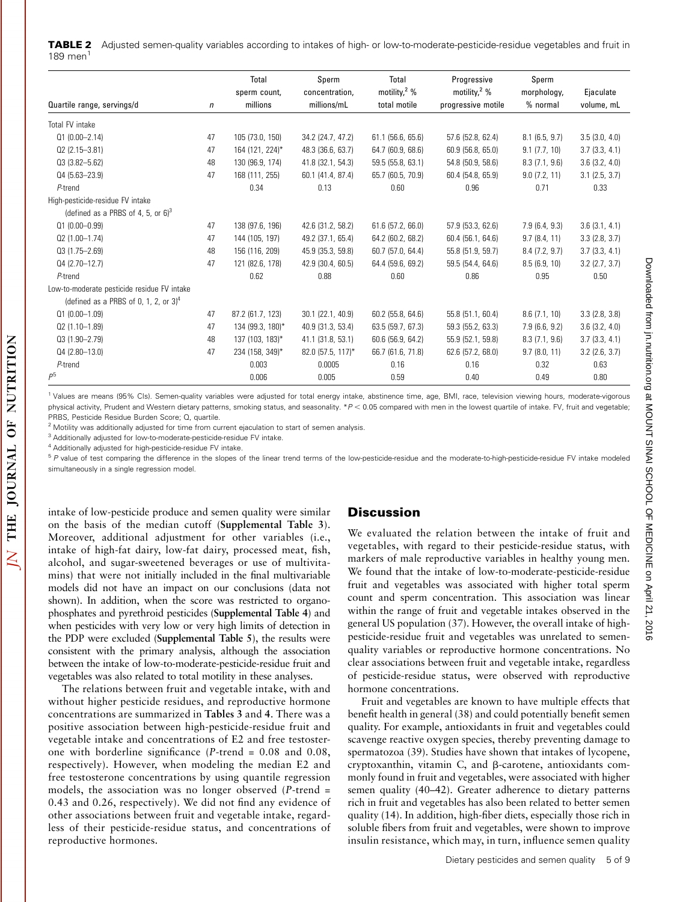**TABLE 2** Adjusted semen-quality variables according to intakes of high- or low-to-moderate-pesticide-residue vegetables and fruit in 189 men[1]

| Quartile range, servings/d | n | Total sperm count, millions | Sperm concentration, millions/mL | Total motility,[2] % total motile | Progressive motility,[2] % progressive motile | Sperm morphology, % normal | Ejaculate volume, mL |
|---|---|---|---|---|---|---|---|
| Total FV intake | | | | | | | |
| Q1 (0.00–2.14) | 47 | 105 (73.0, 150) | 34.2 (24.7, 47.2) | 61.1 (56.6, 65.6) | 57.6 (52.8, 62.4) | 8.1 (6.5, 9.7) | 3.5 (3.0, 4.0) |
| Q2 (2.15–3.81) | 47 | 164 (121, 224)* | 48.3 (36.6, 63.7) | 64.7 (60.9, 68.6) | 60.9 (56.8, 65.0) | 9.1 (7.7, 10) | 3.7 (3.3, 4.1) |
| Q3 (3.82–5.62) | 48 | 130 (96.9, 174) | 41.8 (32.1, 54.3) | 59.5 (55.8, 63.1) | 54.8 (50.9, 58.6) | 8.3 (7.1, 9.6) | 3.6 (3.2, 4.0) |
| Q4 (5.63–23.9) | 47 | 168 (111, 255) | 60.1 (41.4, 87.4) | 65.7 (60.5, 70.9) | 60.4 (54.8, 65.9) | 9.0 (7.2, 11) | 3.1 (2.5, 3.7) |
| P-trend | | 0.34 | 0.13 | 0.60 | 0.96 | 0.71 | 0.33 |
| High-pesticide-residue FV intake (defined as a PRBS of 4, 5, or 6)[3] | | | | | | | |
| Q1 (0.00–0.99) | 47 | 138 (97.6, 196) | 42.6 (31.2, 58.2) | 61.6 (57.2, 66.0) | 57.9 (53.3, 62.6) | 7.9 (6.4, 9.3) | 3.6 (3.1, 4.1) |
| Q2 (1.00–1.74) | 47 | 144 (105, 197) | 49.2 (37.1, 65.4) | 64.2 (60.2, 68.2) | 60.4 (56.1, 64.6) | 9.7 (8.4, 11) | 3.3 (2.8, 3.7) |
| Q3 (1.75–2.69) | 48 | 156 (116, 209) | 45.9 (35.3, 59.8) | 60.7 (57.0, 64.4) | 55.8 (51.9, 59.7) | 8.4 (7.2, 9.7) | 3.7 (3.3, 4.1) |
| Q4 (2.70–12.7) | 47 | 121 (82.6, 178) | 42.9 (30.4, 60.5) | 64.4 (59.6, 69.2) | 59.5 (54.4, 64.6) | 8.5 (6.9, 10) | 3.2 (2.7, 3.7) |
| P-trend | | 0.62 | 0.88 | 0.60 | 0.86 | 0.95 | 0.50 |
| Low-to-moderate pesticide residue FV intake (defined as a PRBS of 0, 1, 2, or 3)[4] | | | | | | | |
| Q1 (0.00–1.09) | 47 | 87.2 (61.7, 123) | 30.1 (22.1, 40.9) | 60.2 (55.8, 64.6) | 55.8 (51.1, 60.4) | 8.6 (7.1, 10) | 3.3 (2.8, 3.8) |
| Q2 (1.10–1.89) | 47 | 134 (99.3, 180)* | 40.9 (31.3, 53.4) | 63.5 (59.7, 67.3) | 59.3 (55.2, 63.3) | 7.9 (6.6, 9.2) | 3.6 (3.2, 4.0) |
| Q3 (1.90–2.79) | 48 | 137 (103, 183)* | 41.1 (31.8, 53.1) | 60.6 (56.9, 64.2) | 55.9 (52.1, 59.8) | 8.3 (7.1, 9.6) | 3.7 (3.3, 4.1) |
| Q4 (2.80–13.0) | 47 | 234 (158, 349)* | 82.0 (57.5, 117)* | 66.7 (61.6, 71.8) | 62.6 (57.2, 68.0) | 9.7 (8.0, 11) | 3.2 (2.6, 3.7) |
| P-trend | | 0.003 | 0.0005 | 0.16 | 0.16 | 0.32 | 0.63 |
| P[5] | | 0.006 | 0.005 | 0.59 | 0.40 | 0.49 | 0.80 |

[1] Values are means (95% CIs). Semen-quality variables were adjusted for total energy intake, abstinence time, age, BMI, race, television viewing hours, moderate-vigorous physical activity, Prudent and Western dietary patterns, smoking status, and seasonality. *$P < 0.05$ compared with men in the lowest quartile of intake. FV, fruit and vegetable; PRBS, Pesticide Residue Burden Score; Q, quartile.

[2] Motility was additionally adjusted for time from current ejaculation to start of semen analysis.

[3] Additionally adjusted for low-to-moderate-pesticide-residue FV intake.

[4] Additionally adjusted for high-pesticide-residue FV intake.

[5] P value of test comparing the difference in the slopes of the linear trend terms of the low-pesticide-residue and the moderate-to-high-pesticide-residue FV intake modeled simultaneously in a single regression model.

intake of low-pesticide produce and semen quality were similar on the basis of the median cutoff (**Supplemental Table 3**). Moreover, additional adjustment for other variables (i.e., intake of high-fat dairy, low-fat dairy, processed meat, fish, alcohol, and sugar-sweetened beverages or use of multivitamins) that were not initially included in the final multivariable models did not have an impact on our conclusions (data not shown). In addition, when the score was restricted to organophosphates and pyrethroid pesticides (**Supplemental Table 4**) and when pesticides with very low or very high limits of detection in the PDP were excluded (**Supplemental Table 5**), the results were consistent with the primary analysis, although the association between the intake of low-to-moderate-pesticide-residue fruit and vegetables was also related to total motility in these analyses.

The relations between fruit and vegetable intake, with and without higher pesticide residues, and reproductive hormone concentrations are summarized in **Tables 3** and **4**. There was a positive association between high-pesticide-residue fruit and vegetable intake and concentrations of E2 and free testosterone with borderline significance (P-trend = 0.08 and 0.08, respectively). However, when modeling the median E2 and free testosterone concentrations by using quantile regression models, the association was no longer observed (P-trend = 0.43 and 0.26, respectively). We did not find any evidence of other associations between fruit and vegetable intake, regardless of their pesticide-residue status, and concentrations of reproductive hormones.

## Discussion

We evaluated the relation between the intake of fruit and vegetables, with regard to their pesticide-residue status, with markers of male reproductive variables in healthy young men. We found that the intake of low-to-moderate-pesticide-residue fruit and vegetables was associated with higher total sperm count and sperm concentration. This association was linear within the range of fruit and vegetable intakes observed in the general US population (37). However, the overall intake of high-pesticide-residue fruit and vegetables was unrelated to semen-quality variables or reproductive hormone concentrations. No clear associations between fruit and vegetable intake, regardless of pesticide-residue status, were observed with reproductive hormone concentrations.

Fruit and vegetables are known to have multiple effects that benefit health in general (38) and could potentially benefit semen quality. For example, antioxidants in fruit and vegetables could scavenge reactive oxygen species, thereby preventing damage to spermatozoa (39). Studies have shown that intakes of lycopene, cryptoxanthin, vitamin C, and β-carotene, antioxidants commonly found in fruit and vegetables, were associated with higher semen quality (40–42). Greater adherence to dietary patterns rich in fruit and vegetables has also been related to better semen quality (14). In addition, high-fiber diets, especially those rich in soluble fibers from fruit and vegetables, were shown to improve insulin resistance, which may, in turn, influence semen quality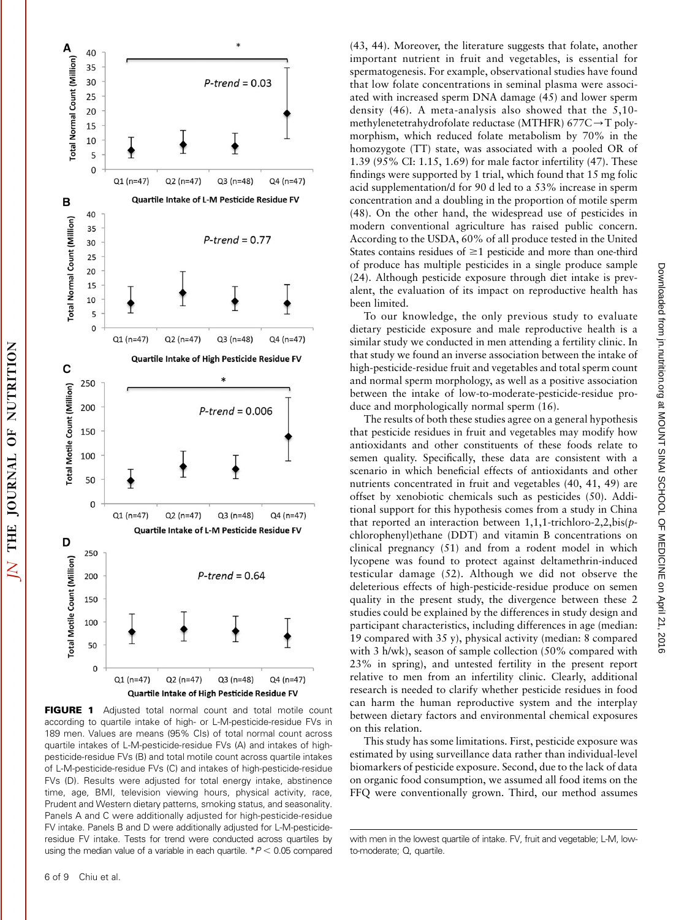**FIGURE 1** Adjusted total normal count and total motile count according to quartile intake of high- or L-M-pesticide-residue FVs in 189 men. Values are means (95% CIs) of total normal count across quartile intakes of L-M-pesticide-residue FVs (A) and intakes of high-pesticide-residue FVs (B) and total motile count across quartile intakes of L-M-pesticide-residue FVs (C) and intakes of high-pesticide-residue FVs (D). Results were adjusted for total energy intake, abstinence time, age, BMI, television viewing hours, physical activity, race, Prudent and Western dietary patterns, smoking status, and seasonality. Panels A and C were additionally adjusted for high-pesticide-residue FV intake. Panels B and D were additionally adjusted for L-M-pesticide-residue FV intake. Tests for trend were conducted across quartiles by using the median value of a variable in each quartile. *$P < 0.05$ compared with men in the lowest quartile of intake. FV, fruit and vegetable; L-M, low-to-moderate; Q, quartile.

(43, 44). Moreover, the literature suggests that folate, another important nutrient in fruit and vegetables, is essential for spermatogenesis. For example, observational studies have found that low folate concentrations in seminal plasma were associated with increased sperm DNA damage (45) and lower sperm density (46). A meta-analysis also showed that the 5,10-methylenetetrahydrofolate reductase (MTHFR) 677C→T polymorphism, which reduced folate metabolism by 70% in the homozygote (TT) state, was associated with a pooled OR of 1.39 (95% CI: 1.15, 1.69) for male factor infertility (47). These findings were supported by 1 trial, which found that 15 mg folic acid supplementation/d for 90 d led to a 53% increase in sperm concentration and a doubling in the proportion of motile sperm (48). On the other hand, the widespread use of pesticides in modern conventional agriculture has raised public concern. According to the USDA, 60% of all produce tested in the United States contains residues of ≥1 pesticide and more than one-third of produce has multiple pesticides in a single produce sample (24). Although pesticide exposure through diet intake is prevalent, the evaluation of its impact on reproductive health has been limited.

To our knowledge, the only previous study to evaluate dietary pesticide exposure and male reproductive health is a similar study we conducted in men attending a fertility clinic. In that study we found an inverse association between the intake of high-pesticide-residue fruit and vegetables and total sperm count and normal sperm morphology, as well as a positive association between the intake of low-to-moderate-pesticide-residue produce and morphologically normal sperm (16).

The results of both these studies agree on a general hypothesis that pesticide residues in fruit and vegetables may modify how antioxidants and other constituents of these foods relate to semen quality. Specifically, these data are consistent with a scenario in which beneficial effects of antioxidants and other nutrients concentrated in fruit and vegetables (40, 41, 49) are offset by xenobiotic chemicals such as pesticides (50). Additional support for this hypothesis comes from a study in China that reported an interaction between 1,1,1-trichloro-2,2,bis(*p*-chlorophenyl)ethane (DDT) and vitamin B concentrations on clinical pregnancy (51) and from a rodent model in which lycopene was found to protect against deltamethrin-induced testicular damage (52). Although we did not observe the deleterious effects of high-pesticide-residue produce on semen quality in the present study, the divergence between these 2 studies could be explained by the differences in study design and participant characteristics, including differences in age (median: 19 compared with 35 y), physical activity (median: 8 compared with 3 h/wk), season of sample collection (50% compared with 23% in spring), and untested fertility in the present report relative to men from an infertility clinic. Clearly, additional research is needed to clarify whether pesticide residues in food can harm the human reproductive system and the interplay between dietary factors and environmental chemical exposures on this relation.

This study has some limitations. First, pesticide exposure was estimated by using surveillance data rather than individual-level biomarkers of pesticide exposure. Second, due to the lack of data on organic food consumption, we assumed all food items on the FFQ were conventionally grown. Third, our method assumes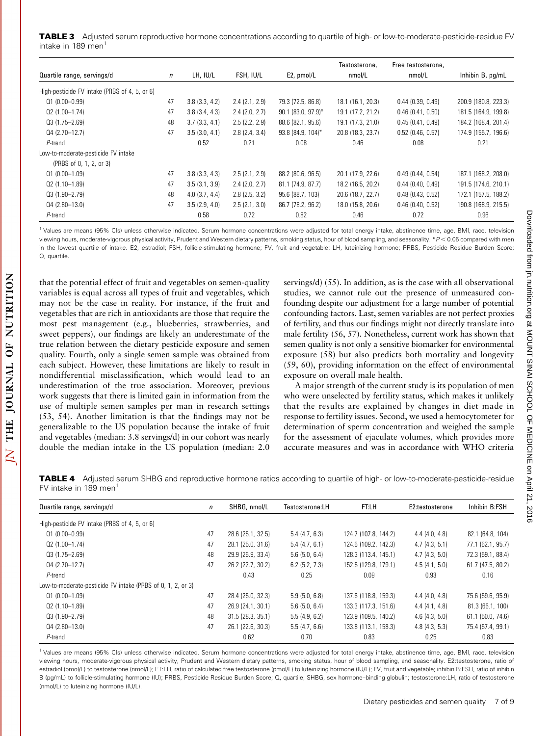**TABLE 3** Adjusted serum reproductive hormone concentrations according to quartile of high- or low-to-moderate-pesticide-residue FV intake in 189 men[1]

| Quartile range, servings/d | *n* | LH, IU/L | FSH, IU/L | E2, pmol/L | Testosterone, nmol/L | Free testosterone, nmol/L | Inhibin B, pg/mL |
|---|---|---|---|---|---|---|---|
| High-pesticide FV intake (PRBS of 4, 5, or 6) | | | | | | | |
| Q1 (0.00–0.99) | 47 | 3.8 (3.3, 4.2) | 2.4 (2.1, 2.9) | 79.3 (72.5, 86.8) | 18.1 (16.1, 20.3) | 0.44 (0.39, 0.49) | 200.9 (180.8, 223.3) |
| Q2 (1.00–1.74) | 47 | 3.8 (3.4, 4.3) | 2.4 (2.0, 2.7) | 90.1 (83.0, 97.9)* | 19.1 (17.2, 21.2) | 0.46 (0.41, 0.50) | 181.5 (164.9, 199.8) |
| Q3 (1.75–2.69) | 48 | 3.7 (3.3, 4.1) | 2.5 (2.2, 2.9) | 88.6 (82.1, 95.6) | 19.1 (17.3, 21.0) | 0.45 (0.41, 0.49) | 184.2 (168.4, 201.4) |
| Q4 (2.70–12.7) | 47 | 3.5 (3.0, 4.1) | 2.8 (2.4, 3.4) | 93.8 (84.9, 104)* | 20.8 (18.3, 23.7) | 0.52 (0.46, 0.57) | 174.9 (155.7, 196.6) |
| *P*-trend | | 0.52 | 0.21 | 0.08 | 0.46 | 0.08 | 0.21 |
| Low-to-moderate-pesticide FV intake (PRBS of 0, 1, 2, or 3) | | | | | | | |
| Q1 (0.00–1.09) | 47 | 3.8 (3.3, 4.3) | 2.5 (2.1, 2.9) | 88.2 (80.6, 96.5) | 20.1 (17.9, 22.6) | 0.49 (0.44, 0.54) | 187.1 (168.2, 208.0) |
| Q2 (1.10–1.89) | 47 | 3.5 (3.1, 3.9) | 2.4 (2.0, 2.7) | 81.1 (74.9, 87.7) | 18.2 (16.5, 20.2) | 0.44 (0.40, 0.49) | 191.5 (174.6, 210.1) |
| Q3 (1.90–2.79) | 48 | 4.0 (3.7, 4.4) | 2.8 (2.5, 3.2) | 95.6 (88.7, 103) | 20.6 (18.7, 22.7) | 0.48 (0.43, 0.52) | 172.1 (157.5, 188.2) |
| Q4 (2.80–13.0) | 47 | 3.5 (2.9, 4.0) | 2.5 (2.1, 3.0) | 86.7 (78.2, 96.2) | 18.0 (15.8, 20.6) | 0.46 (0.40, 0.52) | 190.8 (168.9, 215.5) |
| *P*-trend | | 0.58 | 0.72 | 0.82 | 0.46 | 0.72 | 0.96 |

[1] Values are means (95% CIs) unless otherwise indicated. Serum hormone concentrations were adjusted for total energy intake, abstinence time, age, BMI, race, television viewing hours, moderate-vigorous physical activity, Prudent and Western dietary patterns, smoking status, hour of blood sampling, and seasonality. *$P < 0.05$ compared with men in the lowest quartile of intake. E2, estradiol; FSH, follicle-stimulating hormone; FV, fruit and vegetable; LH, luteinizing hormone; PRBS, Pesticide Residue Burden Score; Q, quartile.

that the potential effect of fruit and vegetables on semen-quality variables is equal across all types of fruit and vegetables, which may not be the case in reality. For instance, if the fruit and vegetables that are rich in antioxidants are those that require the most pest management (e.g., blueberries, strawberries, and sweet peppers), our findings are likely an underestimate of the true relation between the dietary pesticide exposure and semen quality. Fourth, only a single semen sample was obtained from each subject. However, these limitations are likely to result in nondifferential misclassification, which would lead to an underestimation of the true association. Moreover, previous work suggests that there is limited gain in information from the use of multiple semen samples per man in research settings (53, 54). Another limitation is that the findings may not be generalizable to the US population because the intake of fruit and vegetables (median: 3.8 servings/d) in our cohort was nearly double the median intake in the US population (median: 2.0 servings/d) (55). In addition, as is the case with all observational studies, we cannot rule out the presence of unmeasured confounding despite our adjustment for a large number of potential confounding factors. Last, semen variables are not perfect proxies of fertility, and thus our findings might not directly translate into male fertility (56, 57). Nonetheless, current work has shown that semen quality is not only a sensitive biomarker for environmental exposure (58) but also predicts both mortality and longevity (59, 60), providing information on the effect of environmental exposure on overall male health.

A major strength of the current study is its population of men who were unselected by fertility status, which makes it unlikely that the results are explained by changes in diet made in response to fertility issues. Second, we used a hemocytometer for determination of sperm concentration and weighed the sample for the assessment of ejaculate volumes, which provides more accurate measures and was in accordance with WHO criteria

**TABLE 4** Adjusted serum SHBG and reproductive hormone ratios according to quartile of high- or low-to-moderate-pesticide-residue FV intake in 189 men[1]

| Quartile range, servings/d | *n* | SHBG, nmol/L | Testosterone:LH | FT:LH | E2:testosterone | Inhibin B:FSH |
|---|---|---|---|---|---|---|
| High-pesticide FV intake (PRBS of 4, 5, or 6) | | | | | | |
| Q1 (0.00–0.99) | 47 | 28.6 (25.1, 32.5) | 5.4 (4.7, 6.3) | 124.7 (107.8, 144.2) | 4.4 (4.0, 4.8) | 82.1 (64.8, 104) |
| Q2 (1.00–1.74) | 47 | 28.1 (25.0, 31.6) | 5.4 (4.7, 6.1) | 124.6 (109.2, 142.3) | 4.7 (4.3, 5.1) | 77.1 (62.1, 95.7) |
| Q3 (1.75–2.69) | 48 | 29.9 (26.9, 33.4) | 5.6 (5.0, 6.4) | 128.3 (113.4, 145.1) | 4.7 (4.3, 5.0) | 72.3 (59.1, 88.4) |
| Q4 (2.70–12.7) | 47 | 26.2 (22.7, 30.2) | 6.2 (5.2, 7.3) | 152.5 (129.8, 179.1) | 4.5 (4.1, 5.0) | 61.7 (47.5, 80.2) |
| *P*-trend | | 0.43 | 0.25 | 0.09 | 0.93 | 0.16 |
| Low-to-moderate-pesticide FV intake (PRBS of 0, 1, 2, or 3) | | | | | | |
| Q1 (0.00–1.09) | 47 | 28.4 (25.0, 32.3) | 5.9 (5.0, 6.8) | 137.6 (118.8, 159.3) | 4.4 (4.0, 4.8) | 75.6 (59.6, 95.9) |
| Q2 (1.10–1.89) | 47 | 26.9 (24.1, 30.1) | 5.6 (5.0, 6.4) | 133.3 (117.3, 151.6) | 4.4 (4.1, 4.8) | 81.3 (66.1, 100) |
| Q3 (1.90–2.79) | 48 | 31.5 (28.3, 35.1) | 5.5 (4.9, 6.2) | 123.9 (109.5, 140.2) | 4.6 (4.3, 5.0) | 61.1 (50.0, 74.6) |
| Q4 (2.80–13.0) | 47 | 26.1 (22.6, 30.3) | 5.5 (4.7, 6.6) | 133.8 (113.1, 158.3) | 4.8 (4.3, 5.3) | 75.4 (57.4, 99.1) |
| *P*-trend | | 0.62 | 0.70 | 0.83 | 0.25 | 0.83 |

[1] Values are means (95% CIs) unless otherwise indicated. Serum hormone concentrations were adjusted for total energy intake, abstinence time, age, BMI, race, television viewing hours, moderate-vigorous physical activity, Prudent and Western dietary patterns, smoking status, hour of blood sampling, and seasonality. E2:testosterone, ratio of estradiol (pmol/L) to testosterone (nmol/L); FT:LH, ratio of calculated free testosterone (pmol/L) to luteinizing hormone (IU/L); FV, fruit and vegetable; inhibin B:FSH, ratio of inhibin B (pg/mL) to follicle-stimulating hormone (IU); PRBS, Pesticide Residue Burden Score; Q, quartile; SHBG, sex hormone–binding globulin; testosterone:LH, ratio of testosterone (nmol/L) to luteinizing hormone (IU/L).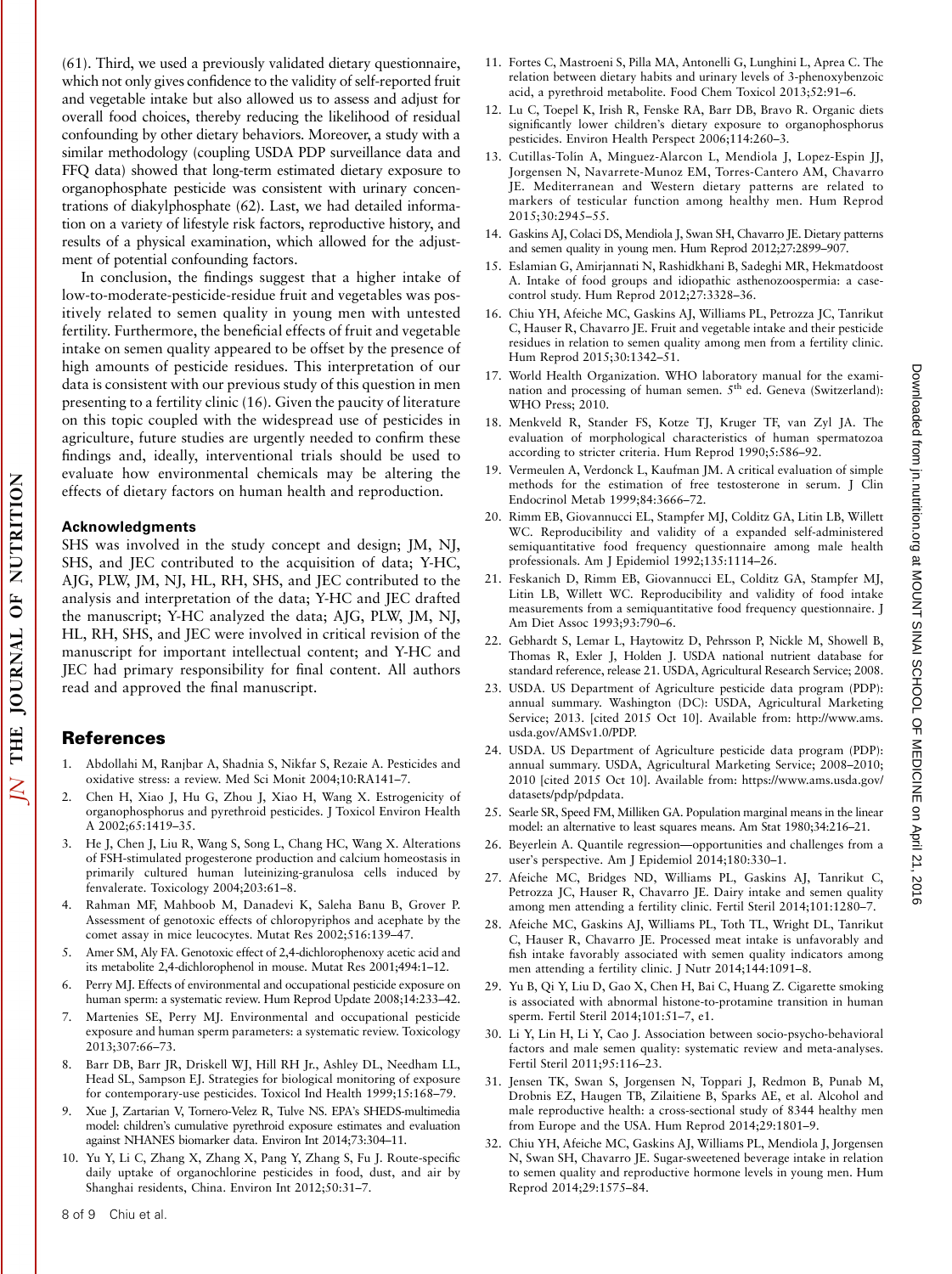(61). Third, we used a previously validated dietary questionnaire, which not only gives confidence to the validity of self-reported fruit and vegetable intake but also allowed us to assess and adjust for overall food choices, thereby reducing the likelihood of residual confounding by other dietary behaviors. Moreover, a study with a similar methodology (coupling USDA PDP surveillance data and FFQ data) showed that long-term estimated dietary exposure to organophosphate pesticide was consistent with urinary concentrations of diakylphosphate (62). Last, we had detailed information on a variety of lifestyle risk factors, reproductive history, and results of a physical examination, which allowed for the adjustment of potential confounding factors.

In conclusion, the findings suggest that a higher intake of low-to-moderate-pesticide-residue fruit and vegetables was positively related to semen quality in young men with untested fertility. Furthermore, the beneficial effects of fruit and vegetable intake on semen quality appeared to be offset by the presence of high amounts of pesticide residues. This interpretation of our data is consistent with our previous study of this question in men presenting to a fertility clinic (16). Given the paucity of literature on this topic coupled with the widespread use of pesticides in agriculture, future studies are urgently needed to confirm these findings and, ideally, interventional trials should be used to evaluate how environmental chemicals may be altering the effects of dietary factors on human health and reproduction.

### Acknowledgments

SHS was involved in the study concept and design; JM, NJ, SHS, and JEC contributed to the acquisition of data; Y-HC, AJG, PLW, JM, NJ, HL, RH, SHS, and JEC contributed to the analysis and interpretation of the data; Y-HC and JEC drafted the manuscript; Y-HC analyzed the data; AJG, PLW, JM, NJ, HL, RH, SHS, and JEC were involved in critical revision of the manuscript for important intellectual content; and Y-HC and JEC had primary responsibility for final content. All authors read and approved the final manuscript.

## References

1. Abdollahi M, Ranjbar A, Shadnia S, Nikfar S, Rezaie A. Pesticides and oxidative stress: a review. Med Sci Monit 2004;10:RA141–7.
2. Chen H, Xiao J, Hu G, Zhou J, Xiao H, Wang X. Estrogenicity of organophosphorus and pyrethroid pesticides. J Toxicol Environ Health A 2002;65:1419–35.
3. He J, Chen J, Liu R, Wang S, Song L, Chang HC, Wang X. Alterations of FSH-stimulated progesterone production and calcium homeostasis in primarily cultured human luteinizing-granulosa cells induced by fenvalerate. Toxicology 2004;203:61–8.
4. Rahman MF, Mahboob M, Danadevi K, Saleha Banu B, Grover P. Assessment of genotoxic effects of chloropyriphos and acephate by the comet assay in mice leucocytes. Mutat Res 2002;516:139–47.
5. Amer SM, Aly FA. Genotoxic effect of 2,4-dichlorophenoxy acetic acid and its metabolite 2,4-dichlorophenol in mouse. Mutat Res 2001;494:1–12.
6. Perry MJ. Effects of environmental and occupational pesticide exposure on human sperm: a systematic review. Hum Reprod Update 2008;14:233–42.
7. Martenies SE, Perry MJ. Environmental and occupational pesticide exposure and human sperm parameters: a systematic review. Toxicology 2013;307:66–73.
8. Barr DB, Barr JR, Driskell WJ, Hill RH Jr., Ashley DL, Needham LL, Head SL, Sampson EJ. Strategies for biological monitoring of exposure for contemporary-use pesticides. Toxicol Ind Health 1999;15:168–79.
9. Xue J, Zartarian V, Tornero-Velez R, Tulve NS. EPA's SHEDS-multimedia model: children's cumulative pyrethroid exposure estimates and evaluation against NHANES biomarker data. Environ Int 2014;73:304–11.
10. Yu Y, Li C, Zhang X, Zhang X, Pang Y, Zhang S, Fu J. Route-specific daily uptake of organochlorine pesticides in food, dust, and air by Shanghai residents, China. Environ Int 2012;50:31–7.
11. Fortes C, Mastroeni S, Pilla MA, Antonelli G, Lunghini L, Aprea C. The relation between dietary habits and urinary levels of 3-phenoxybenzoic acid, a pyrethroid metabolite. Food Chem Toxicol 2013;52:91–6.
12. Lu C, Toepel K, Irish R, Fenske RA, Barr DB, Bravo R. Organic diets significantly lower children's dietary exposure to organophosphorus pesticides. Environ Health Perspect 2006;114:260–3.
13. Cutillas-Tolín A, Minguez-Alarcon L, Mendiola J, Lopez-Espin JJ, Jorgensen N, Navarrete-Munoz EM, Torres-Cantero AM, Chavarro JE. Mediterranean and Western dietary patterns are related to markers of testicular function among healthy men. Hum Reprod 2015;30:2945–55.
14. Gaskins AJ, Colaci DS, Mendiola J, Swan SH, Chavarro JE. Dietary patterns and semen quality in young men. Hum Reprod 2012;27:2899–907.
15. Eslamian G, Amirjannati N, Rashidkhani B, Sadeghi MR, Hekmatdoost A. Intake of food groups and idiopathic asthenozoospermia: a case-control study. Hum Reprod 2012;27:3328–36.
16. Chiu YH, Afeiche MC, Gaskins AJ, Williams PL, Petrozza JC, Tanrikut C, Hauser R, Chavarro JE. Fruit and vegetable intake and their pesticide residues in relation to semen quality among men from a fertility clinic. Hum Reprod 2015;30:1342–51.
17. World Health Organization. WHO laboratory manual for the examination and processing of human semen. 5th ed. Geneva (Switzerland): WHO Press; 2010.
18. Menkveld R, Stander FS, Kotze TJ, Kruger TF, van Zyl JA. The evaluation of morphological characteristics of human spermatozoa according to stricter criteria. Hum Reprod 1990;5:586–92.
19. Vermeulen A, Verdonck L, Kaufman JM. A critical evaluation of simple methods for the estimation of free testosterone in serum. J Clin Endocrinol Metab 1999;84:3666–72.
20. Rimm EB, Giovannucci EL, Stampfer MJ, Colditz GA, Litin LB, Willett WC. Reproducibility and validity of a expanded self-administered semiquantitative food frequency questionnaire among male health professionals. Am J Epidemiol 1992;135:1114–26.
21. Feskanich D, Rimm EB, Giovannucci EL, Colditz GA, Stampfer MJ, Litin LB, Willett WC. Reproducibility and validity of food intake measurements from a semiquantitative food frequency questionnaire. J Am Diet Assoc 1993;93:790–6.
22. Gebhardt S, Lemar L, Haytowitz D, Pehrsson P, Nickle M, Showell B, Thomas R, Exler J, Holden J. USDA national nutrient database for standard reference, release 21. USDA, Agricultural Research Service; 2008.
23. USDA. US Department of Agriculture pesticide data program (PDP): annual summary. Washington (DC): USDA, Agricultural Marketing Service; 2013. [cited 2015 Oct 10]. Available from: http://www.ams.usda.gov/AMSv1.0/PDP.
24. USDA. US Department of Agriculture pesticide data program (PDP): annual summary. USDA, Agricultural Marketing Service; 2008–2010; 2010 [cited 2015 Oct 10]. Available from: https://www.ams.usda.gov/datasets/pdp/pdpdata.
25. Searle SR, Speed FM, Milliken GA. Population marginal means in the linear model: an alternative to least squares means. Am Stat 1980;34:216–21.
26. Beyerlein A. Quantile regression—opportunities and challenges from a user's perspective. Am J Epidemiol 2014;180:330–1.
27. Afeiche MC, Bridges ND, Williams PL, Gaskins AJ, Tanrikut C, Petrozza JC, Hauser R, Chavarro JE. Dairy intake and semen quality among men attending a fertility clinic. Fertil Steril 2014;101:1280–7.
28. Afeiche MC, Gaskins AJ, Williams PL, Toth TL, Wright DL, Tanrikut C, Hauser R, Chavarro JE. Processed meat intake is unfavorably and fish intake favorably associated with semen quality indicators among men attending a fertility clinic. J Nutr 2014;144:1091–8.
29. Yu B, Qi Y, Liu D, Gao X, Chen H, Bai C, Huang Z. Cigarette smoking is associated with abnormal histone-to-protamine transition in human sperm. Fertil Steril 2014;101:51–7, e1.
30. Li Y, Lin H, Li Y, Cao J. Association between socio-psycho-behavioral factors and male semen quality: systematic review and meta-analyses. Fertil Steril 2011;95:116–23.
31. Jensen TK, Swan S, Jorgensen N, Toppari J, Redmon B, Punab M, Drobnis EZ, Haugen TB, Zilaitiene B, Sparks AE, et al. Alcohol and male reproductive health: a cross-sectional study of 8344 healthy men from Europe and the USA. Hum Reprod 2014;29:1801–9.
32. Chiu YH, Afeiche MC, Gaskins AJ, Williams PL, Mendiola J, Jorgensen N, Swan SH, Chavarro JE. Sugar-sweetened beverage intake in relation to semen quality and reproductive hormone levels in young men. Hum Reprod 2014;29:1575–84.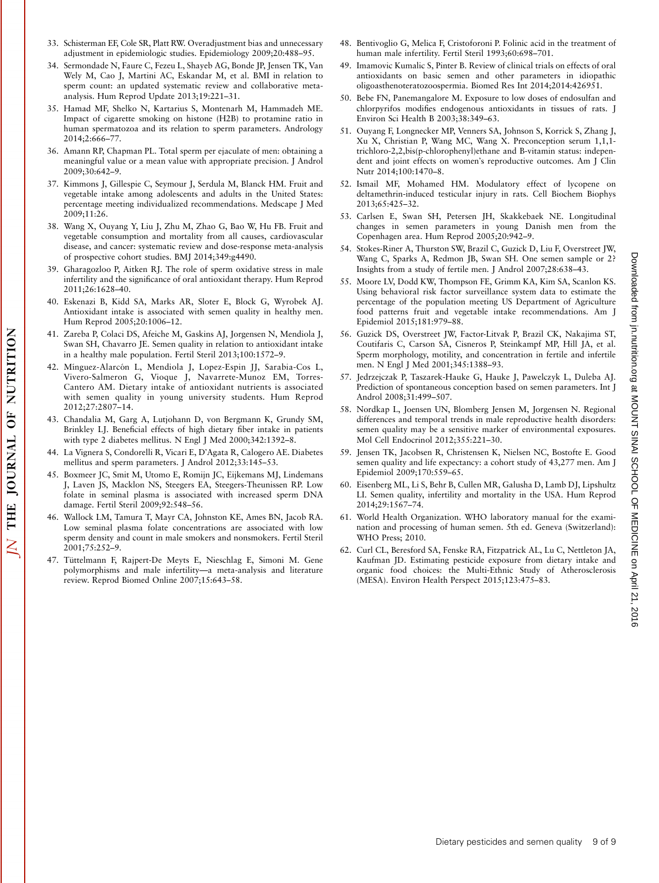33. Schisterman EF, Cole SR, Platt RW. Overadjustment bias and unnecessary adjustment in epidemiologic studies. Epidemiology 2009;20:488–95.
34. Sermondade N, Faure C, Fezeu L, Shayeb AG, Bonde JP, Jensen TK, Van Wely M, Cao J, Martini AC, Eskandar M, et al. BMI in relation to sperm count: an updated systematic review and collaborative meta-analysis. Hum Reprod Update 2013;19:221–31.
35. Hamad MF, Shelko N, Kartarius S, Montenarh M, Hammadeh ME. Impact of cigarette smoking on histone (H2B) to protamine ratio in human spermatozoa and its relation to sperm parameters. Andrology 2014;2:666–77.
36. Amann RP, Chapman PL. Total sperm per ejaculate of men: obtaining a meaningful value or a mean value with appropriate precision. J Androl 2009;30:642–9.
37. Kimmons J, Gillespie C, Seymour J, Serdula M, Blanck HM. Fruit and vegetable intake among adolescents and adults in the United States: percentage meeting individualized recommendations. Medscape J Med 2009;11:26.
38. Wang X, Ouyang Y, Liu J, Zhu M, Zhao G, Bao W, Hu FB. Fruit and vegetable consumption and mortality from all causes, cardiovascular disease, and cancer: systematic review and dose-response meta-analysis of prospective cohort studies. BMJ 2014;349:g4490.
39. Gharagozloo P, Aitken RJ. The role of sperm oxidative stress in male infertility and the significance of oral antioxidant therapy. Hum Reprod 2011;26:1628–40.
40. Eskenazi B, Kidd SA, Marks AR, Sloter E, Block G, Wyrobek AJ. Antioxidant intake is associated with semen quality in healthy men. Hum Reprod 2005;20:1006–12.
41. Zareba P, Colaci DS, Afeiche M, Gaskins AJ, Jorgensen N, Mendiola J, Swan SH, Chavarro JE. Semen quality in relation to antioxidant intake in a healthy male population. Fertil Steril 2013;100:1572–9.
42. Mínguez-Alarcón L, Mendiola J, Lopez-Espin JJ, Sarabia-Cos L, Vivero-Salmeron G, Vioque J, Navarrete-Munoz EM, Torres-Cantero AM. Dietary intake of antioxidant nutrients is associated with semen quality in young university students. Hum Reprod 2012;27:2807–14.
43. Chandalia M, Garg A, Lutjohann D, von Bergmann K, Grundy SM, Brinkley LJ. Beneficial effects of high dietary fiber intake in patients with type 2 diabetes mellitus. N Engl J Med 2000;342:1392–8.
44. La Vignera S, Condorelli R, Vicari E, D'Agata R, Calogero AE. Diabetes mellitus and sperm parameters. J Androl 2012;33:145–53.
45. Boxmeer JC, Smit M, Utomo E, Romijn JC, Eijkemans MJ, Lindemans J, Laven JS, Macklon NS, Steegers EA, Steegers-Theunissen RP. Low folate in seminal plasma is associated with increased sperm DNA damage. Fertil Steril 2009;92:548–56.
46. Wallock LM, Tamura T, Mayr CA, Johnston KE, Ames BN, Jacob RA. Low seminal plasma folate concentrations are associated with low sperm density and count in male smokers and nonsmokers. Fertil Steril 2001;75:252–9.
47. Tüttelmann F, Rajpert-De Meyts E, Nieschlag E, Simoni M. Gene polymorphisms and male infertility—a meta-analysis and literature review. Reprod Biomed Online 2007;15:643–58.
48. Bentivoglio G, Melica F, Cristoforoni P. Folinic acid in the treatment of human male infertility. Fertil Steril 1993;60:698–701.
49. Imamovic Kumalic S, Pinter B. Review of clinical trials on effects of oral antioxidants on basic semen and other parameters in idiopathic oligoasthenoteratozoospermia. Biomed Res Int 2014;2014:426951.
50. Bebe FN, Panemangalore M. Exposure to low doses of endosulfan and chlorpyrifos modifies endogenous antioxidants in tissues of rats. J Environ Sci Health B 2003;38:349–63.
51. Ouyang F, Longnecker MP, Venners SA, Johnson S, Korrick S, Zhang J, Xu X, Christian P, Wang MC, Wang X. Preconception serum 1,1,1-trichloro-2,2,bis(p-chlorophenyl)ethane and B-vitamin status: independent and joint effects on women's reproductive outcomes. Am J Clin Nutr 2014;100:1470–8.
52. Ismail MF, Mohamed HM. Modulatory effect of lycopene on deltamethrin-induced testicular injury in rats. Cell Biochem Biophys 2013;65:425–32.
53. Carlsen E, Swan SH, Petersen JH, Skakkebaek NE. Longitudinal changes in semen parameters in young Danish men from the Copenhagen area. Hum Reprod 2005;20:942–9.
54. Stokes-Riner A, Thurston SW, Brazil C, Guzick D, Liu F, Overstreet JW, Wang C, Sparks A, Redmon JB, Swan SH. One semen sample or 2? Insights from a study of fertile men. J Androl 2007;28:638–43.
55. Moore LV, Dodd KW, Thompson FE, Grimm KA, Kim SA, Scanlon KS. Using behavioral risk factor surveillance system data to estimate the percentage of the population meeting US Department of Agriculture food patterns fruit and vegetable intake recommendations. Am J Epidemiol 2015;181:979–88.
56. Guzick DS, Overstreet JW, Factor-Litvak P, Brazil CK, Nakajima ST, Coutifaris C, Carson SA, Cisneros P, Steinkampf MP, Hill JA, et al. Sperm morphology, motility, and concentration in fertile and infertile men. N Engl J Med 2001;345:1388–93.
57. Jedrzejczak P, Taszarek-Hauke G, Hauke J, Pawelczyk L, Duleba AJ. Prediction of spontaneous conception based on semen parameters. Int J Androl 2008;31:499–507.
58. Nordkap L, Joensen UN, Blomberg Jensen M, Jorgensen N. Regional differences and temporal trends in male reproductive health disorders: semen quality may be a sensitive marker of environmental exposures. Mol Cell Endocrinol 2012;355:221–30.
59. Jensen TK, Jacobsen R, Christensen K, Nielsen NC, Bostofte E. Good semen quality and life expectancy: a cohort study of 43,277 men. Am J Epidemiol 2009;170:559–65.
60. Eisenberg ML, Li S, Behr B, Cullen MR, Galusha D, Lamb DJ, Lipshultz LI. Semen quality, infertility and mortality in the USA. Hum Reprod 2014;29:1567–74.
61. World Health Organization. WHO laboratory manual for the examination and processing of human semen. 5th ed. Geneva (Switzerland): WHO Press; 2010.
62. Curl CL, Beresford SA, Fenske RA, Fitzpatrick AL, Lu C, Nettleton JA, Kaufman JD. Estimating pesticide exposure from dietary intake and organic food choices: the Multi-Ethnic Study of Atherosclerosis (MESA). Environ Health Perspect 2015;123:475–83.